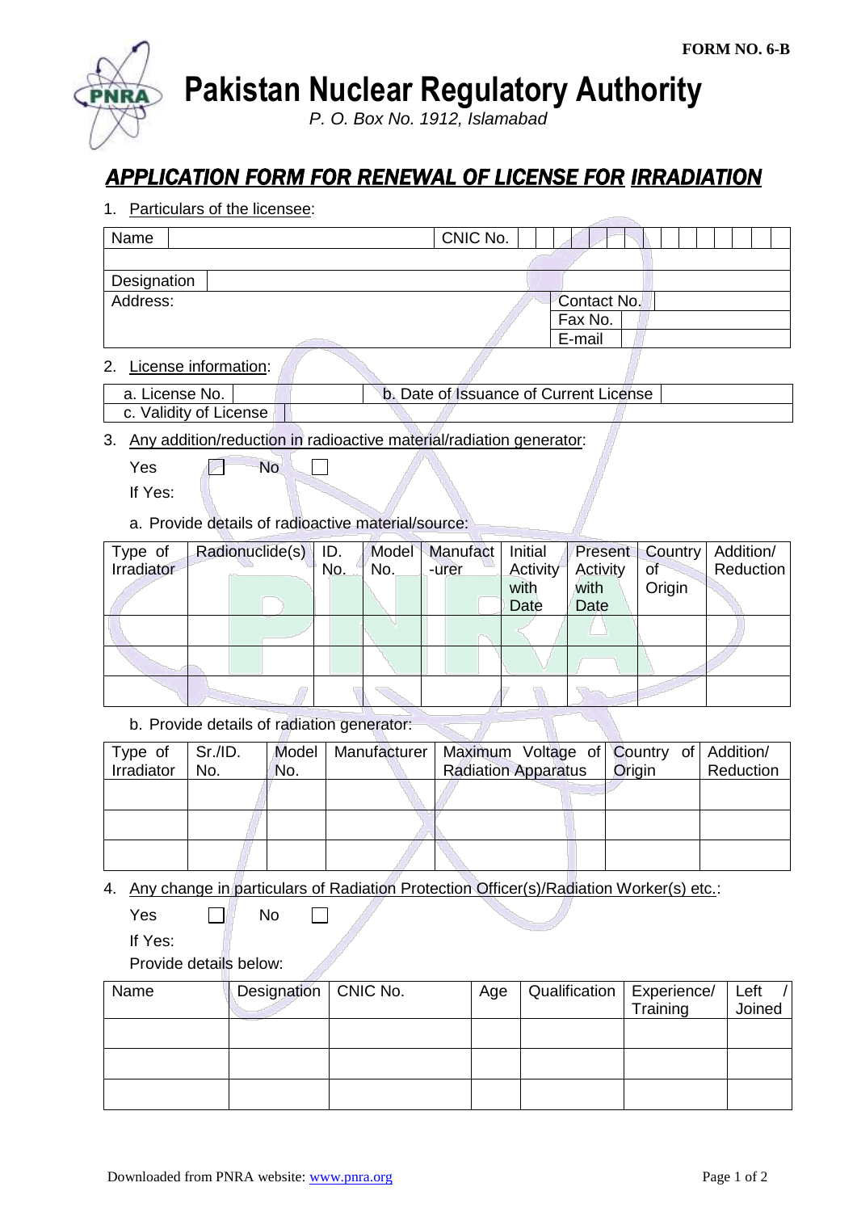FORM NO. 6-B

# Pakistan Nuclear Regulatory Authority

*P. O. Box No. 1912, Islamabad*

## *APPLICATION FORM FOR RENEWAL OF LICENSE FOR IRRADIATION*

1. Particulars of the licensee:

| | | | |
|---|---|---|---|
| Name | | CNIC No. | |
| | | | |
| Designation | | | |
| Address: | | Contact No. | |
| | | Fax No. | |
| | | E-mail | |

2. License information:

| | | | |
|---|---|---|---|
| a. License No. | | b. Date of Issuance of Current License | |
| c. Validity of License | | | |

3. Any addition/reduction in radioactive material/radiation generator:

Yes ☐ No ☐

If Yes:

a. Provide details of radioactive material/source:

| Type of Irradiator | Radionuclide(s) | ID. No. | Model No. | Manufact-urer | Initial Activity with Date | Present Activity with Date | Country of Origin | Addition/ Reduction |
|---|---|---|---|---|---|---|---|---|
| | | | | | | | | |
| | | | | | | | | |
| | | | | | | | | |

b. Provide details of radiation generator:

| Type of Irradiator | Sr./ID. No. | Model No. | Manufacturer | Maximum Voltage of Radiation Apparatus | Country of Origin | Addition/ Reduction |
|---|---|---|---|---|---|---|
| | | | | | | |
| | | | | | | |
| | | | | | | |

4. Any change in particulars of Radiation Protection Officer(s)/Radiation Worker(s) etc.:

Yes ☐ No ☐

If Yes:

Provide details below:

| Name | Designation | CNIC No. | Age | Qualification | Experience/ Training | Left / Joined |
|---|---|---|---|---|---|---|
| | | | | | | |
| | | | | | | |
| | | | | | | |

Downloaded from PNRA website: www.pnra.org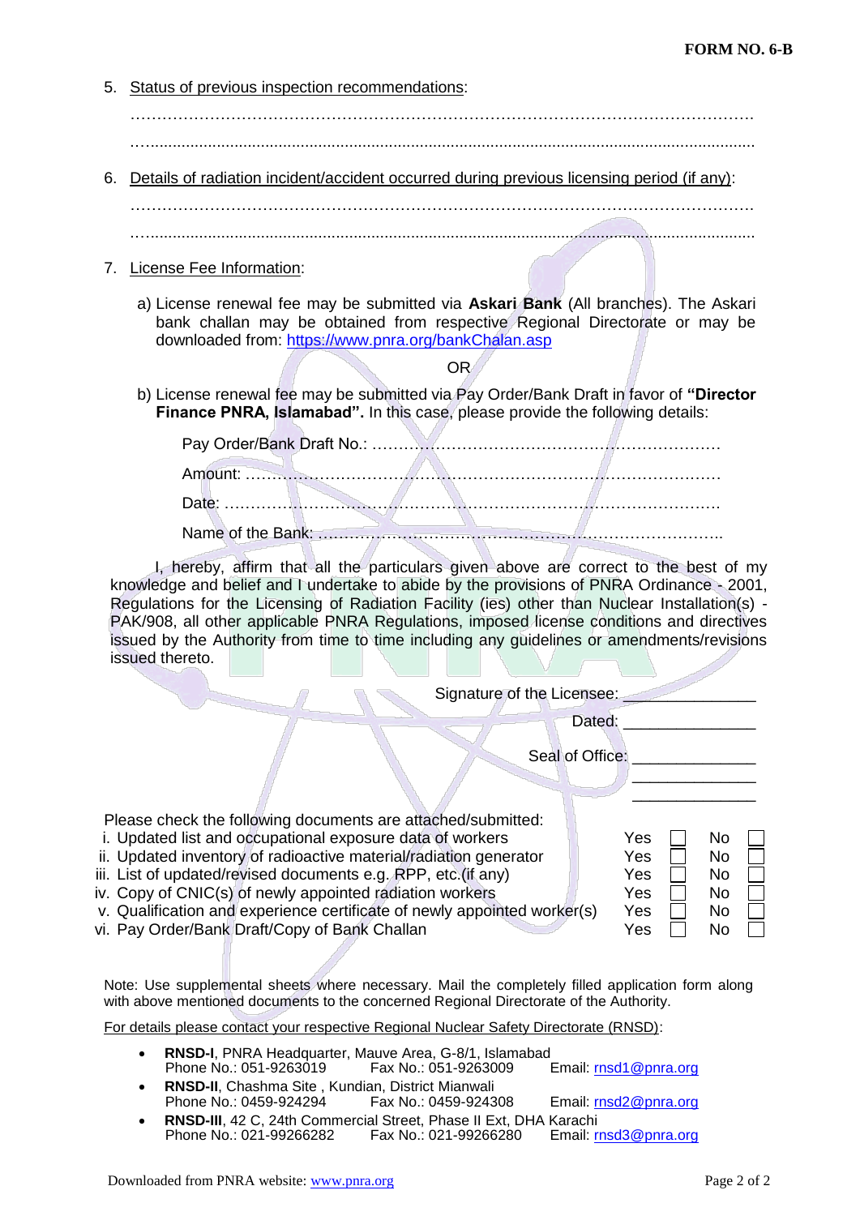FORM NO. 6-B

5. Status of previous inspection recommendations:

………………………………………………………………………………………………………

………………………………………………………………………………………………………

6. Details of radiation incident/accident occurred during previous licensing period (if any):

………………………………………………………………………………………………………

………………………………………………………………………………………………………

7. License Fee Information:

a) License renewal fee may be submitted via **Askari Bank** (All branches). The Askari bank challan may be obtained from respective Regional Directorate or may be downloaded from: https://www.pnra.org/bankChalan.asp

OR

b) License renewal fee may be submitted via Pay Order/Bank Draft in favor of **"Director Finance PNRA, Islamabad".** In this case, please provide the following details:

Pay Order/Bank Draft No.: …………………………………………………………

Amount: …………………………………………………………………………………

Date: ……………………………………………………………………………………

Name of the Bank: ………………………………………………………………………

I, hereby, affirm that all the particulars given above are correct to the best of my knowledge and belief and I undertake to abide by the provisions of PNRA Ordinance - 2001, Regulations for the Licensing of Radiation Facility (ies) other than Nuclear Installation(s) - PAK/908, all other applicable PNRA Regulations, imposed license conditions and directives issued by the Authority from time to time including any guidelines or amendments/revisions issued thereto.

Signature of the Licensee: _______________

Dated: _______________

Seal of Office: _______________
_______________
_______________

Please check the following documents are attached/submitted:

| | | |
|---|---|---|
| i. Updated list and occupational exposure data of workers | Yes ☐ | No ☐ |
| ii. Updated inventory of radioactive material/radiation generator | Yes ☐ | No ☐ |
| iii. List of updated/revised documents e.g. RPP, etc.(if any) | Yes ☐ | No ☐ |
| iv. Copy of CNIC(s) of newly appointed radiation workers | Yes ☐ | No ☐ |
| v. Qualification and experience certificate of newly appointed worker(s) | Yes ☐ | No ☐ |
| vi. Pay Order/Bank Draft/Copy of Bank Challan | Yes ☐ | No ☐ |

Note: Use supplemental sheets where necessary. Mail the completely filled application form along with above mentioned documents to the concerned Regional Nuclear Safety Directorate of the Authority.

For details please contact your respective Regional Nuclear Safety Directorate (RNSD):

- **RNSD-I**, PNRA Headquarter, Mauve Area, G-8/1, Islamabad
  Phone No.: 051-9263019 Fax No.: 051-9263009 Email: rnsd1@pnra.org
- **RNSD-II**, Chashma Site , Kundian, District Mianwali
  Phone No.: 0459-924294 Fax No.: 0459-924308 Email: rnsd2@pnra.org
- **RNSD-III**, 42 C, 24th Commercial Street, Phase II Ext, DHA Karachi
  Phone No.: 021-99266282 Fax No.: 021-99266280 Email: rnsd3@pnra.org

Downloaded from PNRA website: www.pnra.org